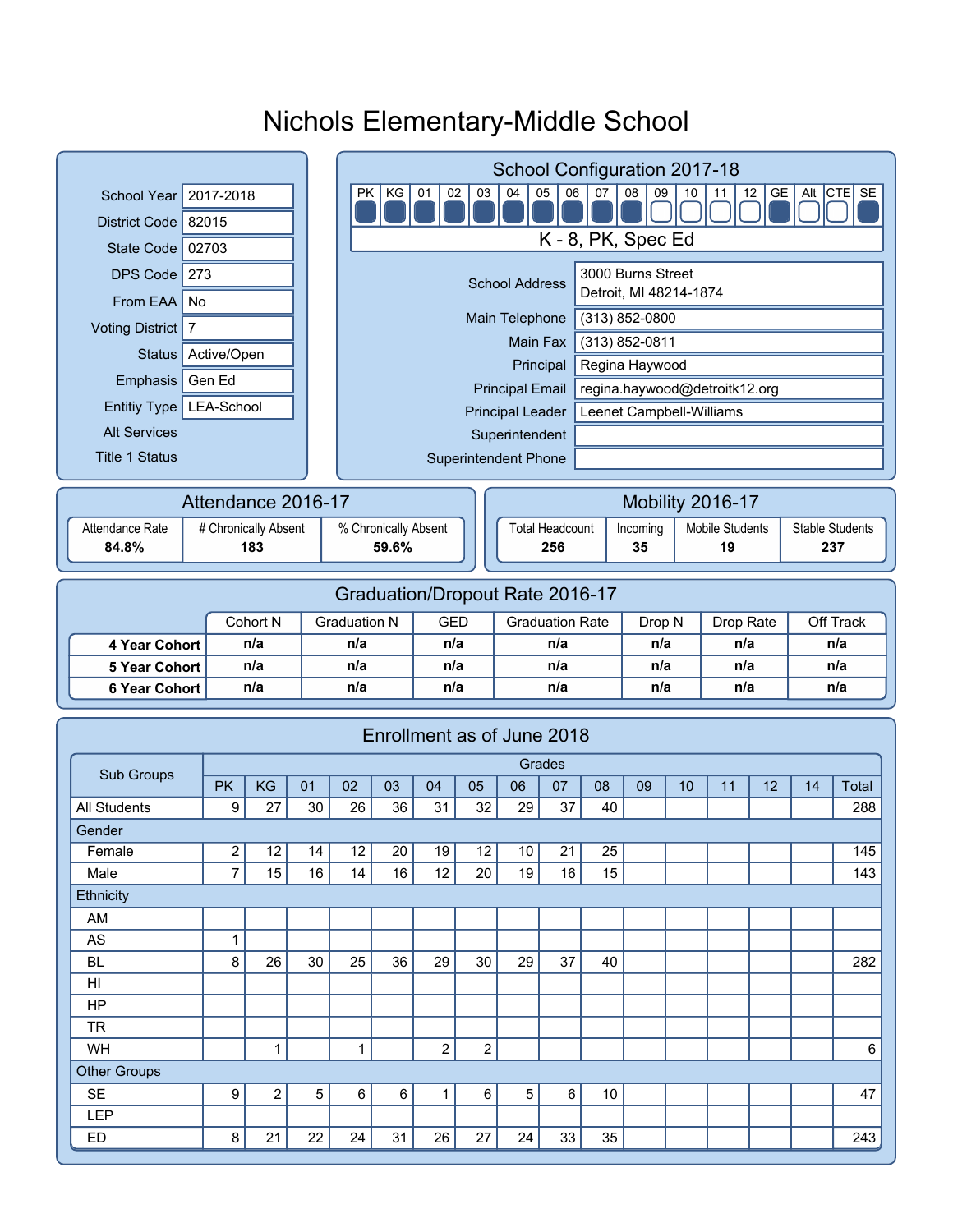# Nichols Elementary-Middle School

| | |
|---|---|
| School Year | 2017-2018 |
| District Code | 82015 |
| State Code | 02703 |
| DPS Code | 273 |
| From EAA | No |
| Voting District | 7 |
| Status | Active/Open |
| Emphasis | Gen Ed |
| Entitiy Type | LEA-School |
| Alt Services | |
| Title 1 Status | |

## School Configuration 2017-18

| PK | KG | 01 | 02 | 03 | 04 | 05 | 06 | 07 | 08 | 09 | 10 | 11 | 12 | GE | Alt | CTE | SE |
|---|---|---|---|---|---|---|---|---|---|---|---|---|---|---|---|---|---|
| ■ | ■ | ■ | ■ | ■ | ■ | ■ | ■ | ■ | ■ | □ | □ | □ | □ | ■ | □ | □ | ■ |

K - 8, PK, Spec Ed

| | |
|---|---|
| School Address | 3000 Burns Street<br>Detroit, MI 48214-1874 |
| Main Telephone | (313) 852-0800 |
| Main Fax | (313) 852-0811 |
| Principal | Regina Haywood |
| Principal Email | regina.haywood@detroitk12.org |
| Principal Leader | Leenet Campbell-Williams |
| Superintendent | |
| Superintendent Phone | |

## Attendance 2016-17

| Attendance Rate | # Chronically Absent | % Chronically Absent |
|---|---|---|
| **84.8%** | **183** | **59.6%** |

## Mobility 2016-17

| Total Headcount | Incoming | Mobile Students | Stable Students |
|---|---|---|---|
| **256** | **35** | **19** | **237** |

## Graduation/Dropout Rate 2016-17

| | Cohort N | Graduation N | GED | Graduation Rate | Drop N | Drop Rate | Off Track |
|---|---|---|---|---|---|---|---|
| **4 Year Cohort** | **n/a** | **n/a** | **n/a** | **n/a** | **n/a** | **n/a** | **n/a** |
| **5 Year Cohort** | **n/a** | **n/a** | **n/a** | **n/a** | **n/a** | **n/a** | **n/a** |
| **6 Year Cohort** | **n/a** | **n/a** | **n/a** | **n/a** | **n/a** | **n/a** | **n/a** |

## Enrollment as of June 2018

| Sub Groups | Grades | | | | | | | | | | | | | | | |
|---|---|---|---|---|---|---|---|---|---|---|---|---|---|---|---|---|
| | PK | KG | 01 | 02 | 03 | 04 | 05 | 06 | 07 | 08 | 09 | 10 | 11 | 12 | 14 | Total |
| All Students | 9 | 27 | 30 | 26 | 36 | 31 | 32 | 29 | 37 | 40 | | | | | | 288 |
| Gender | | | | | | | | | | | | | | | | |
| Female | 2 | 12 | 14 | 12 | 20 | 19 | 12 | 10 | 21 | 25 | | | | | | 145 |
| Male | 7 | 15 | 16 | 14 | 16 | 12 | 20 | 19 | 16 | 15 | | | | | | 143 |
| Ethnicity | | | | | | | | | | | | | | | | |
| AM | | | | | | | | | | | | | | | | |
| AS | 1 | | | | | | | | | | | | | | | |
| BL | 8 | 26 | 30 | 25 | 36 | 29 | 30 | 29 | 37 | 40 | | | | | | 282 |
| HI | | | | | | | | | | | | | | | | |
| HP | | | | | | | | | | | | | | | | |
| TR | | | | | | | | | | | | | | | | |
| WH | | 1 | | 1 | | 2 | 2 | | | | | | | | | 6 |
| Other Groups | | | | | | | | | | | | | | | | |
| SE | 9 | 2 | 5 | 6 | 6 | 1 | 6 | 5 | 6 | 10 | | | | | | 47 |
| LEP | | | | | | | | | | | | | | | | |
| ED | 8 | 21 | 22 | 24 | 31 | 26 | 27 | 24 | 33 | 35 | | | | | | 243 |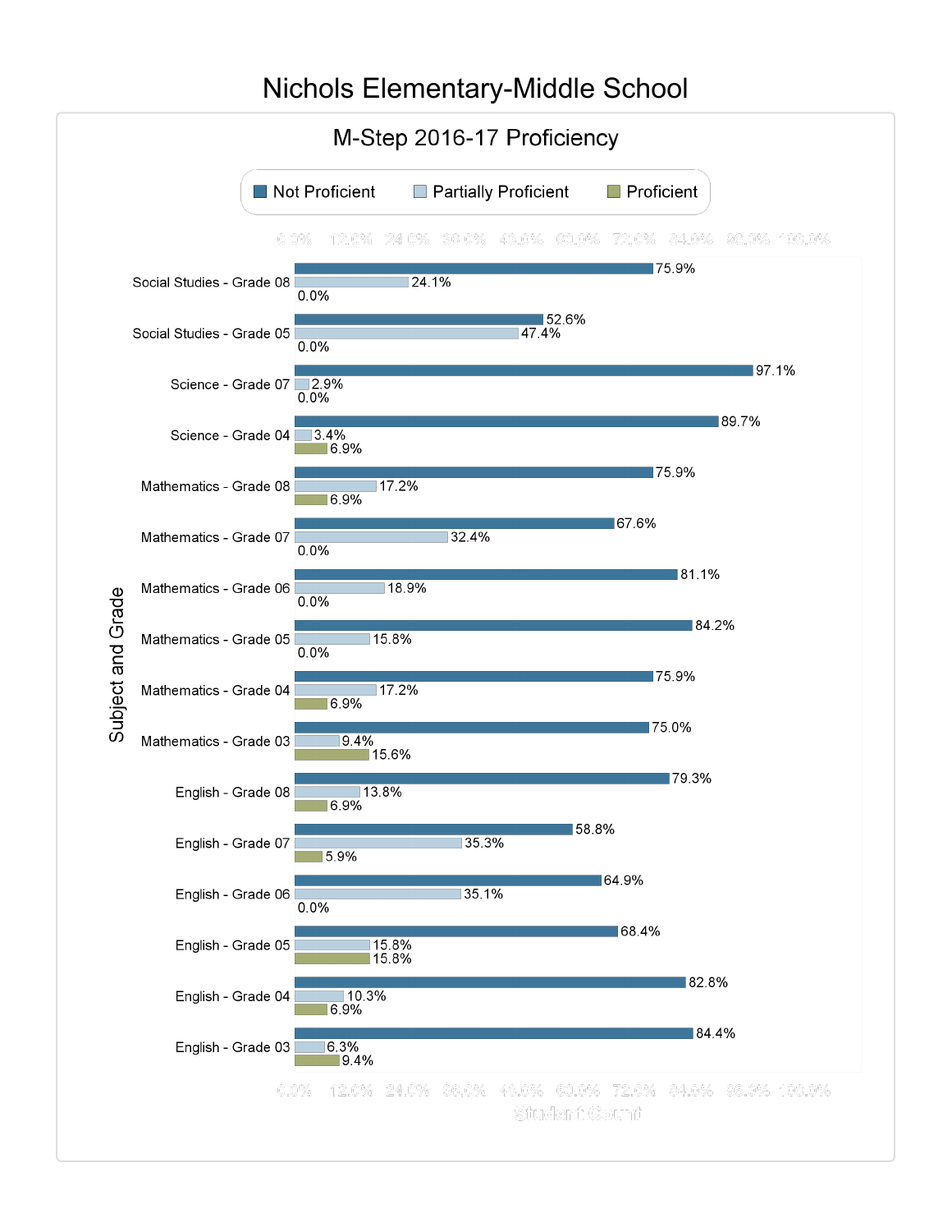# Nichols Elementary-Middle School

## M-Step 2016-17 Proficiency

| Subject and Grade | Not Proficient | Partially Proficient | Proficient |
|---|---|---|---|
| Social Studies - Grade 08 | 75.9% | 24.1% | 0.0% |
| Social Studies - Grade 05 | 52.6% | 47.4% | 0.0% |
| Science - Grade 07 | 97.1% | 2.9% | 0.0% |
| Science - Grade 04 | 89.7% | 3.4% | 6.9% |
| Mathematics - Grade 08 | 75.9% | 17.2% | 6.9% |
| Mathematics - Grade 07 | 67.6% | 32.4% | 0.0% |
| Mathematics - Grade 06 | 81.1% | 18.9% | 0.0% |
| Mathematics - Grade 05 | 84.2% | 15.8% | 0.0% |
| Mathematics - Grade 04 | 75.9% | 17.2% | 6.9% |
| Mathematics - Grade 03 | 75.0% | 9.4% | 15.6% |
| English - Grade 08 | 79.3% | 13.8% | 6.9% |
| English - Grade 07 | 58.8% | 35.3% | 5.9% |
| English - Grade 06 | 64.9% | 35.1% | 0.0% |
| English - Grade 05 | 68.4% | 15.8% | 15.8% |
| English - Grade 04 | 82.8% | 10.3% | 6.9% |
| English - Grade 03 | 84.4% | 6.3% | 9.4% |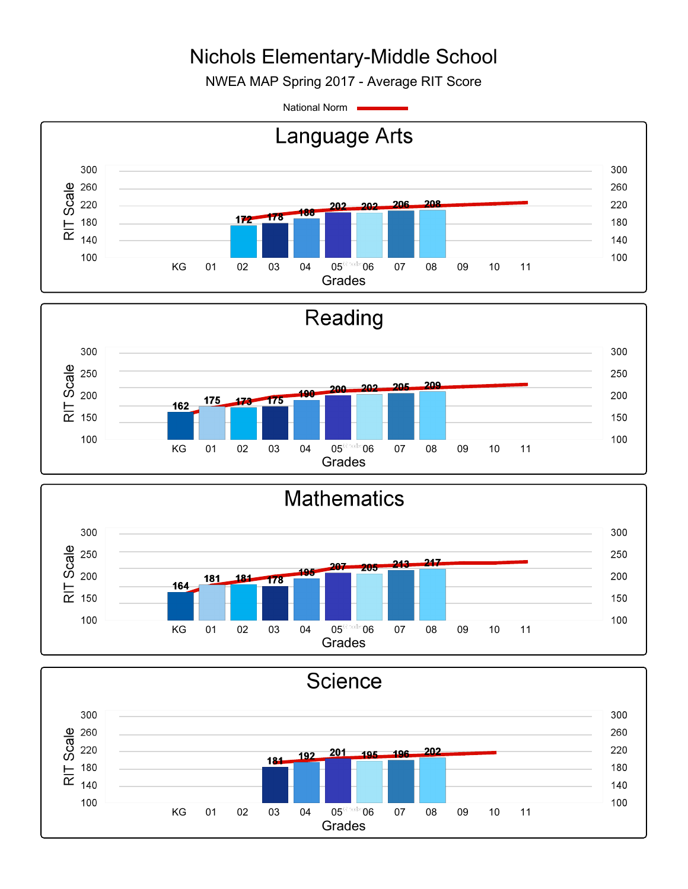# Nichols Elementary-Middle School

NWEA MAP Spring 2017 - Average RIT Score

National Norm

## Language Arts

| Grade | KG | 01 | 02 | 03 | 04 | 05 | 06 | 07 | 08 | 09 | 10 | 11 |
|---|---|---|---|---|---|---|---|---|---|---|---|---|
| Average RIT Score | | | 172 | 178 | 188 | 202 | 202 | 206 | 208 | | | |

## Reading

| Grade | KG | 01 | 02 | 03 | 04 | 05 | 06 | 07 | 08 | 09 | 10 | 11 |
|---|---|---|---|---|---|---|---|---|---|---|---|---|
| Average RIT Score | 162 | 175 | 173 | 175 | 190 | 200 | 202 | 205 | 209 | | | |

## Mathematics

| Grade | KG | 01 | 02 | 03 | 04 | 05 | 06 | 07 | 08 | 09 | 10 | 11 |
|---|---|---|---|---|---|---|---|---|---|---|---|---|
| Average RIT Score | 164 | 181 | 181 | 178 | 195 | 207 | 205 | 213 | 217 | | | |

## Science

| Grade | KG | 01 | 02 | 03 | 04 | 05 | 06 | 07 | 08 | 09 | 10 | 11 |
|---|---|---|---|---|---|---|---|---|---|---|---|---|
| Average RIT Score | | | | 181 | 192 | 201 | 195 | 196 | 202 | | | |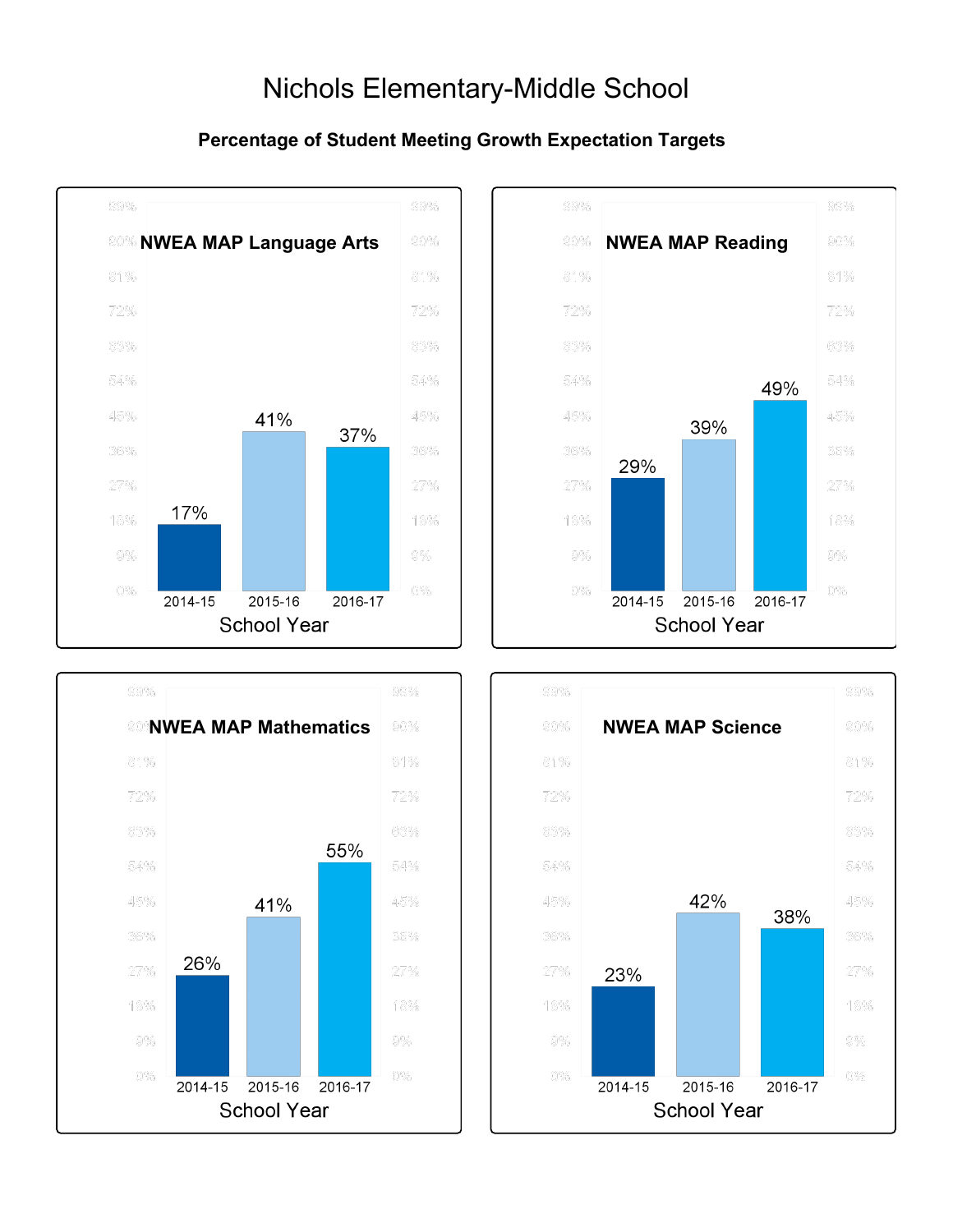# Nichols Elementary-Middle School

**Percentage of Student Meeting Growth Expectation Targets**

**NWEA MAP Language Arts**

17%
41%
37%

2014-15
2015-16
2016-17

School Year

**NWEA MAP Reading**

29%
39%
49%

2014-15
2015-16
2016-17

School Year

**NWEA MAP Mathematics**

26%
41%
55%

2014-15
2015-16
2016-17

School Year

**NWEA MAP Science**

23%
42%
38%

2014-15
2015-16
2016-17

School Year